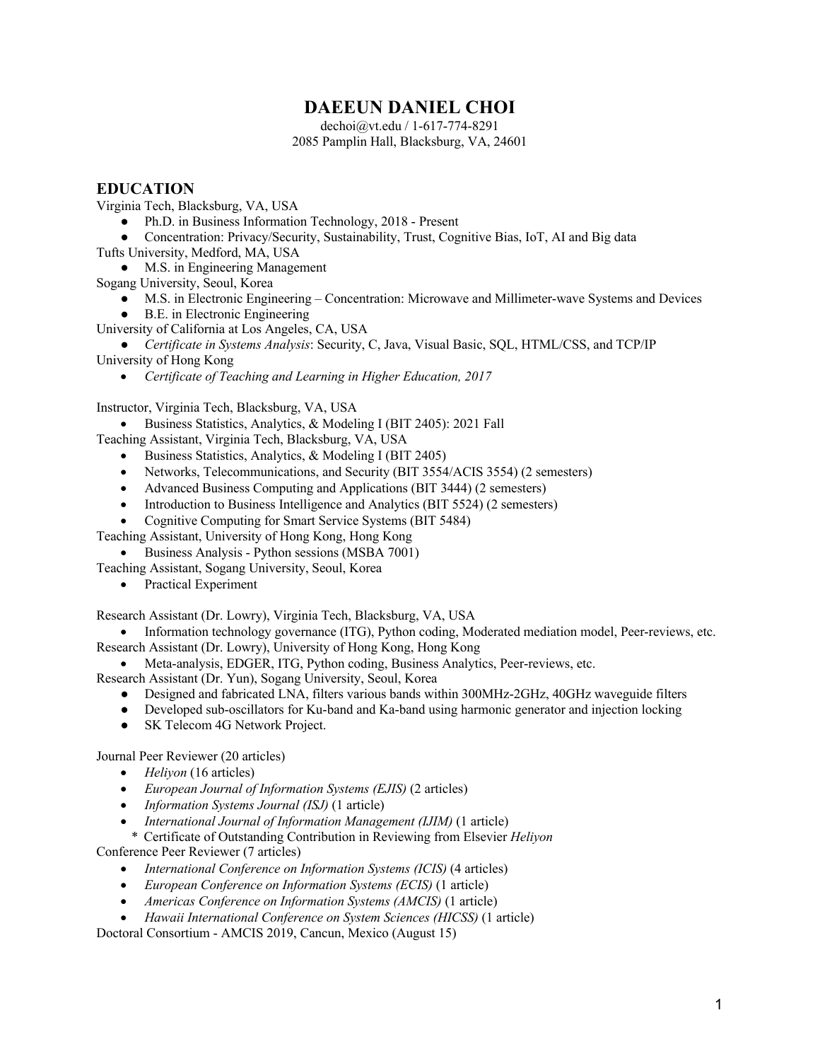# DAEEUN DANIEL CHOI

dechoi@vt.edu / 1-617-774-8291
2085 Pamplin Hall, Blacksburg, VA, 24601

## EDUCATION

Virginia Tech, Blacksburg, VA, USA

- Ph.D. in Business Information Technology, 2018 - Present
- Concentration: Privacy/Security, Sustainability, Trust, Cognitive Bias, IoT, AI and Big data

Tufts University, Medford, MA, USA

- M.S. in Engineering Management

Sogang University, Seoul, Korea

- M.S. in Electronic Engineering – Concentration: Microwave and Millimeter-wave Systems and Devices
- B.E. in Electronic Engineering

University of California at Los Angeles, CA, USA

- *Certificate in Systems Analysis*: Security, C, Java, Visual Basic, SQL, HTML/CSS, and TCP/IP

University of Hong Kong

- *Certificate of Teaching and Learning in Higher Education, 2017*

Instructor, Virginia Tech, Blacksburg, VA, USA

- Business Statistics, Analytics, & Modeling I (BIT 2405): 2021 Fall

Teaching Assistant, Virginia Tech, Blacksburg, VA, USA

- Business Statistics, Analytics, & Modeling I (BIT 2405)
- Networks, Telecommunications, and Security (BIT 3554/ACIS 3554) (2 semesters)
- Advanced Business Computing and Applications (BIT 3444) (2 semesters)
- Introduction to Business Intelligence and Analytics (BIT 5524) (2 semesters)
- Cognitive Computing for Smart Service Systems (BIT 5484)

Teaching Assistant, University of Hong Kong, Hong Kong

- Business Analysis - Python sessions (MSBA 7001)

Teaching Assistant, Sogang University, Seoul, Korea

- Practical Experiment

Research Assistant (Dr. Lowry), Virginia Tech, Blacksburg, VA, USA

- Information technology governance (ITG), Python coding, Moderated mediation model, Peer-reviews, etc.

Research Assistant (Dr. Lowry), University of Hong Kong, Hong Kong

- Meta-analysis, EDGER, ITG, Python coding, Business Analytics, Peer-reviews, etc.

Research Assistant (Dr. Yun), Sogang University, Seoul, Korea

- Designed and fabricated LNA, filters various bands within 300MHz-2GHz, 40GHz waveguide filters
- Developed sub-oscillators for Ku-band and Ka-band using harmonic generator and injection locking
- SK Telecom 4G Network Project.

Journal Peer Reviewer (20 articles)

- *Heliyon* (16 articles)
- *European Journal of Information Systems (EJIS)* (2 articles)
- *Information Systems Journal (ISJ)* (1 article)
- *International Journal of Information Management (IJIM)* (1 article)

\* Certificate of Outstanding Contribution in Reviewing from Elsevier *Heliyon*

Conference Peer Reviewer (7 articles)

- *International Conference on Information Systems (ICIS)* (4 articles)
- *European Conference on Information Systems (ECIS)* (1 article)
- *Americas Conference on Information Systems (AMCIS)* (1 article)
- *Hawaii International Conference on System Sciences (HICSS)* (1 article)

Doctoral Consortium - AMCIS 2019, Cancun, Mexico (August 15)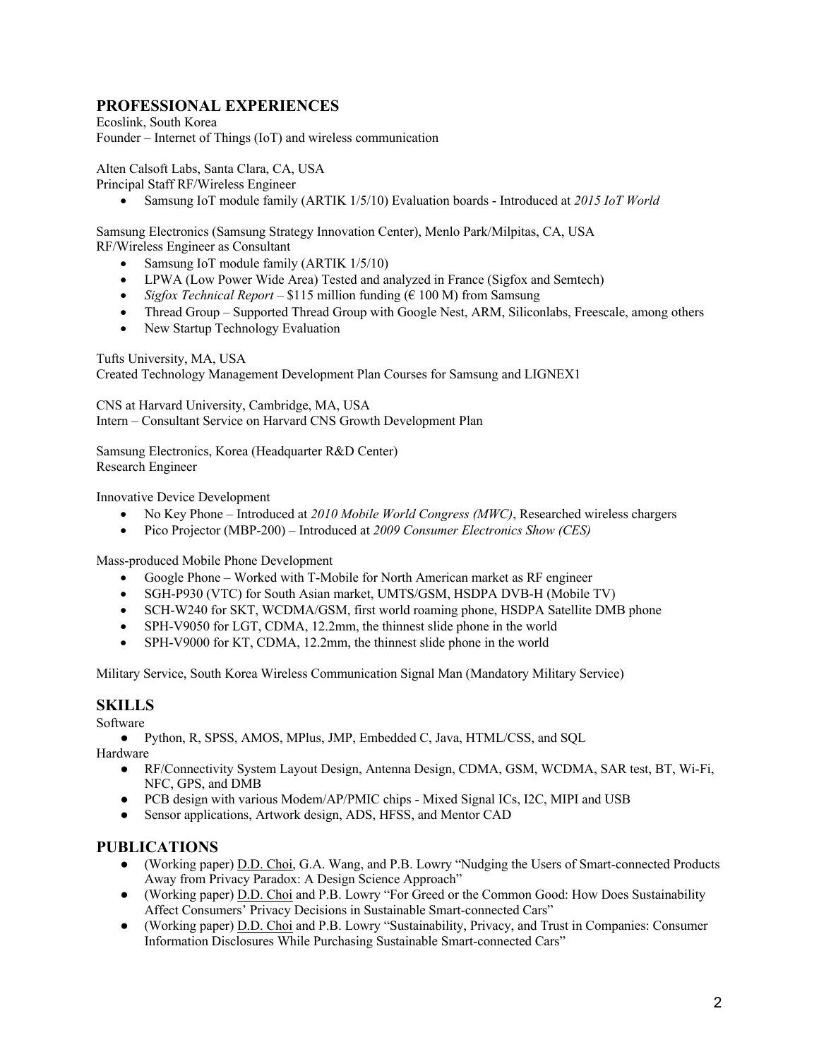## PROFESSIONAL EXPERIENCES

Ecoslink, South Korea
Founder – Internet of Things (IoT) and wireless communication

Alten Calsoft Labs, Santa Clara, CA, USA
Principal Staff RF/Wireless Engineer

- Samsung IoT module family (ARTIK 1/5/10) Evaluation boards - Introduced at *2015 IoT World*

Samsung Electronics (Samsung Strategy Innovation Center), Menlo Park/Milpitas, CA, USA
RF/Wireless Engineer as Consultant

- Samsung IoT module family (ARTIK 1/5/10)
- LPWA (Low Power Wide Area) Tested and analyzed in France (Sigfox and Semtech)
- *Sigfox Technical Report* – $115 million funding (€ 100 M) from Samsung
- Thread Group – Supported Thread Group with Google Nest, ARM, Siliconlabs, Freescale, among others
- New Startup Technology Evaluation

Tufts University, MA, USA
Created Technology Management Development Plan Courses for Samsung and LIGNEX1

CNS at Harvard University, Cambridge, MA, USA
Intern – Consultant Service on Harvard CNS Growth Development Plan

Samsung Electronics, Korea (Headquarter R&D Center)
Research Engineer

Innovative Device Development

- No Key Phone – Introduced at *2010 Mobile World Congress (MWC)*, Researched wireless chargers
- Pico Projector (MBP-200) – Introduced at *2009 Consumer Electronics Show (CES)*

Mass-produced Mobile Phone Development

- Google Phone – Worked with T-Mobile for North American market as RF engineer
- SGH-P930 (VTC) for South Asian market, UMTS/GSM, HSDPA DVB-H (Mobile TV)
- SCH-W240 for SKT, WCDMA/GSM, first world roaming phone, HSDPA Satellite DMB phone
- SPH-V9050 for LGT, CDMA, 12.2mm, the thinnest slide phone in the world
- SPH-V9000 for KT, CDMA, 12.2mm, the thinnest slide phone in the world

Military Service, South Korea Wireless Communication Signal Man (Mandatory Military Service)

## SKILLS

Software

- Python, R, SPSS, AMOS, MPlus, JMP, Embedded C, Java, HTML/CSS, and SQL

Hardware

- RF/Connectivity System Layout Design, Antenna Design, CDMA, GSM, WCDMA, SAR test, BT, Wi-Fi, NFC, GPS, and DMB
- PCB design with various Modem/AP/PMIC chips - Mixed Signal ICs, I2C, MIPI and USB
- Sensor applications, Artwork design, ADS, HFSS, and Mentor CAD

## PUBLICATIONS

- (Working paper) <u>D.D. Choi</u>, G.A. Wang, and P.B. Lowry "Nudging the Users of Smart-connected Products Away from Privacy Paradox: A Design Science Approach"
- (Working paper) <u>D.D. Choi</u> and P.B. Lowry "For Greed or the Common Good: How Does Sustainability Affect Consumers' Privacy Decisions in Sustainable Smart-connected Cars"
- (Working paper) <u>D.D. Choi</u> and P.B. Lowry "Sustainability, Privacy, and Trust in Companies: Consumer Information Disclosures While Purchasing Sustainable Smart-connected Cars"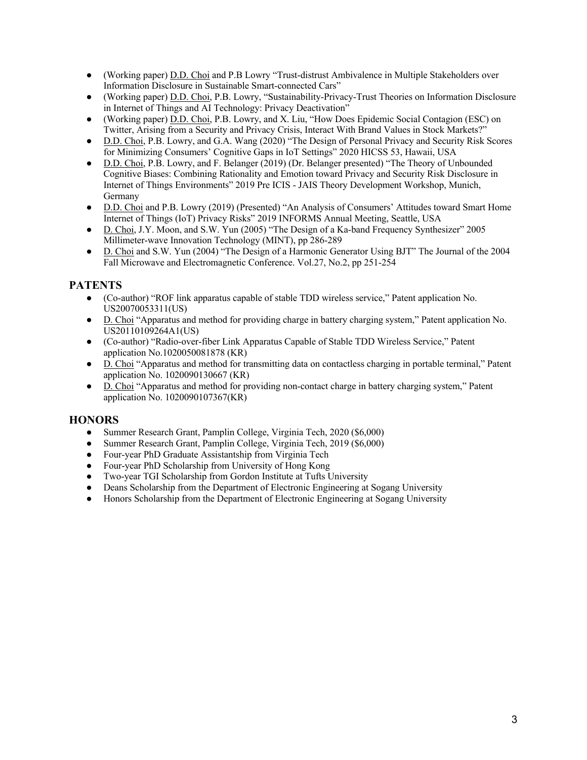- (Working paper) D.D. Choi and P.B Lowry "Trust-distrust Ambivalence in Multiple Stakeholders over Information Disclosure in Sustainable Smart-connected Cars"
- (Working paper) D.D. Choi, P.B. Lowry, "Sustainability-Privacy-Trust Theories on Information Disclosure in Internet of Things and AI Technology: Privacy Deactivation"
- (Working paper) D.D. Choi, P.B. Lowry, and X. Liu, "How Does Epidemic Social Contagion (ESC) on Twitter, Arising from a Security and Privacy Crisis, Interact With Brand Values in Stock Markets?"
- D.D. Choi, P.B. Lowry, and G.A. Wang (2020) "The Design of Personal Privacy and Security Risk Scores for Minimizing Consumers' Cognitive Gaps in IoT Settings" 2020 HICSS 53, Hawaii, USA
- D.D. Choi, P.B. Lowry, and F. Belanger (2019) (Dr. Belanger presented) "The Theory of Unbounded Cognitive Biases: Combining Rationality and Emotion toward Privacy and Security Risk Disclosure in Internet of Things Environments" 2019 Pre ICIS - JAIS Theory Development Workshop, Munich, Germany
- D.D. Choi and P.B. Lowry (2019) (Presented) "An Analysis of Consumers' Attitudes toward Smart Home Internet of Things (IoT) Privacy Risks" 2019 INFORMS Annual Meeting, Seattle, USA
- D. Choi, J.Y. Moon, and S.W. Yun (2005) "The Design of a Ka-band Frequency Synthesizer" 2005 Millimeter-wave Innovation Technology (MINT), pp 286-289
- D. Choi and S.W. Yun (2004) "The Design of a Harmonic Generator Using BJT" The Journal of the 2004 Fall Microwave and Electromagnetic Conference. Vol.27, No.2, pp 251-254

## PATENTS

- (Co-author) "ROF link apparatus capable of stable TDD wireless service," Patent application No. US20070053311(US)
- D. Choi "Apparatus and method for providing charge in battery charging system," Patent application No. US20110109264A1(US)
- (Co-author) "Radio-over-fiber Link Apparatus Capable of Stable TDD Wireless Service," Patent application No.1020050081878 (KR)
- D. Choi "Apparatus and method for transmitting data on contactless charging in portable terminal," Patent application No. 1020090130667 (KR)
- D. Choi "Apparatus and method for providing non-contact charge in battery charging system," Patent application No. 1020090107367(KR)

## HONORS

- Summer Research Grant, Pamplin College, Virginia Tech, 2020 ($6,000)
- Summer Research Grant, Pamplin College, Virginia Tech, 2019 ($6,000)
- Four-year PhD Graduate Assistantship from Virginia Tech
- Four-year PhD Scholarship from University of Hong Kong
- Two-year TGI Scholarship from Gordon Institute at Tufts University
- Deans Scholarship from the Department of Electronic Engineering at Sogang University
- Honors Scholarship from the Department of Electronic Engineering at Sogang University